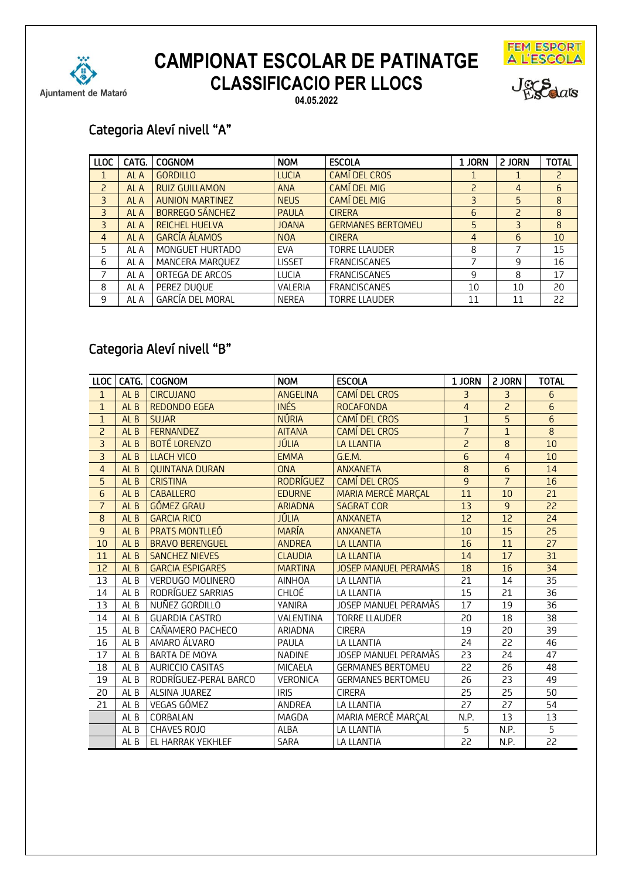# CAMPIONAT ESCOLAR DE PATINATGE

## CLASSIFICACIO PER LLOCS

**04.05.2022**

Ajuntament de Mataró

FEM ESPORT A L'ESCOLA

### Categoria Aleví nivell "A"

| LLOC | CATG. | COGNOM | NOM | ESCOLA | 1 JORN | 2 JORN | TOTAL |
|---|---|---|---|---|---|---|---|
| 1 | AL A | GORDILLO | LUCIA | CAMÍ DEL CROS | 1 | 1 | 2 |
| 2 | AL A | RUIZ GUILLAMON | ANA | CAMÍ DEL MIG | 2 | 4 | 6 |
| 3 | AL A | AUNION MARTINEZ | NEUS | CAMÍ DEL MIG | 3 | 5 | 8 |
| 3 | AL A | BORREGO SÁNCHEZ | PAULA | CIRERA | 6 | 2 | 8 |
| 3 | AL A | REICHEL HUELVA | JOANA | GERMANES BERTOMEU | 5 | 3 | 8 |
| 4 | AL A | GARCÍA ÁLAMOS | NOA | CIRERA | 4 | 6 | 10 |
| 5 | AL A | MONGUET HURTADO | EVA | TORRE LLAUDER | 8 | 7 | 15 |
| 6 | AL A | MANCERA MARQUEZ | LISSET | FRANCISCANES | 7 | 9 | 16 |
| 7 | AL A | ORTEGA DE ARCOS | LUCIA | FRANCISCANES | 9 | 8 | 17 |
| 8 | AL A | PEREZ DUQUE | VALERIA | FRANCISCANES | 10 | 10 | 20 |
| 9 | AL A | GARCÍA DEL MORAL | NEREA | TORRE LLAUDER | 11 | 11 | 22 |

### Categoria Aleví nivell "B"

| LLOC | CATG. | COGNOM | NOM | ESCOLA | 1 JORN | 2 JORN | TOTAL |
|---|---|---|---|---|---|---|---|
| 1 | AL B | CIRCUJANO | ANGELINA | CAMÍ DEL CROS | 3 | 3 | 6 |
| 1 | AL B | REDONDO EGEA | INÉS | ROCAFONDA | 4 | 2 | 6 |
| 1 | AL B | SUJAR | NÚRIA | CAMÍ DEL CROS | 1 | 5 | 6 |
| 2 | AL B | FERNANDEZ | AITANA | CAMÍ DEL CROS | 7 | 1 | 8 |
| 3 | AL B | BOTÉ LORENZO | JÚLIA | LA LLANTIA | 2 | 8 | 10 |
| 3 | AL B | LLACH VICO | EMMA | G.E.M. | 6 | 4 | 10 |
| 4 | AL B | QUINTANA DURAN | ONA | ANXANETA | 8 | 6 | 14 |
| 5 | AL B | CRISTINA | RODRÍGUEZ | CAMÍ DEL CROS | 9 | 7 | 16 |
| 6 | AL B | CABALLERO | EDURNE | MARIA MERCÈ MARÇAL | 11 | 10 | 21 |
| 7 | AL B | GÓMEZ GRAU | ARIADNA | SAGRAT COR | 13 | 9 | 22 |
| 8 | AL B | GARCIA RICO | JÚLIA | ANXANETA | 12 | 12 | 24 |
| 9 | AL B | PRATS MONTLLEÓ | MARÍA | ANXANETA | 10 | 15 | 25 |
| 10 | AL B | BRAVO BERENGUEL | ANDREA | LA LLANTIA | 16 | 11 | 27 |
| 11 | AL B | SANCHEZ NIEVES | CLAUDIA | LA LLANTIA | 14 | 17 | 31 |
| 12 | AL B | GARCIA ESPIGARES | MARTINA | JOSEP MANUEL PERAMÀS | 18 | 16 | 34 |
| 13 | AL B | VERDUGO MOLINERO | AINHOA | LA LLANTIA | 21 | 14 | 35 |
| 14 | AL B | RODRÍGUEZ SARRIAS | CHLOÉ | LA LLANTIA | 15 | 21 | 36 |
| 13 | AL B | NUÑEZ GORDILLO | YANIRA | JOSEP MANUEL PERAMÀS | 17 | 19 | 36 |
| 14 | AL B | GUARDIA CASTRO | VALENTINA | TORRE LLAUDER | 20 | 18 | 38 |
| 15 | AL B | CAÑAMERO PACHECO | ARIADNA | CIRERA | 19 | 20 | 39 |
| 16 | AL B | AMARO ÁLVARO | PAULA | LA LLANTIA | 24 | 22 | 46 |
| 17 | AL B | BARTA DE MOYA | NADINE | JOSEP MANUEL PERAMÀS | 23 | 24 | 47 |
| 18 | AL B | AURICCIO CASITAS | MICAELA | GERMANES BERTOMEU | 22 | 26 | 48 |
| 19 | AL B | RODRÍGUEZ-PERAL BARCO | VERONICA | GERMANES BERTOMEU | 26 | 23 | 49 |
| 20 | AL B | ALSINA JUAREZ | IRIS | CIRERA | 25 | 25 | 50 |
| 21 | AL B | VEGAS GÓMEZ | ANDREA | LA LLANTIA | 27 | 27 | 54 |
|  | AL B | CORBALAN | MAGDA | MARIA MERCÈ MARÇAL | N.P. | 13 | 13 |
|  | AL B | CHAVES ROJO | ALBA | LA LLANTIA | 5 | N.P. | 5 |
|  | AL B | EL HARRAK YEKHLEF | SARA | LA LLANTIA | 22 | N.P. | 22 |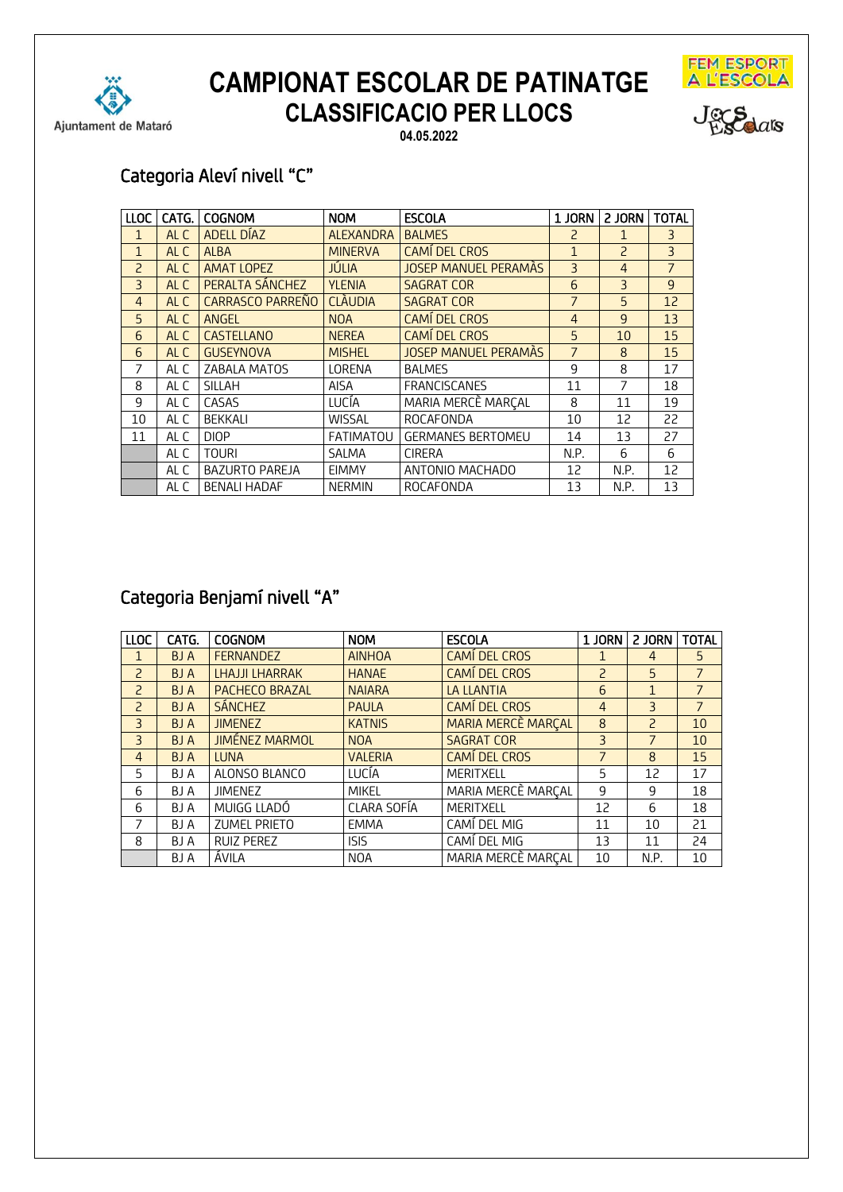# CAMPIONAT ESCOLAR DE PATINATGE
## CLASSIFICACIO PER LLOCS

**04.05.2022**

### Categoria Aleví nivell "C"

| LLOC | CATG. | COGNOM | NOM | ESCOLA | 1 JORN | 2 JORN | TOTAL |
|---|---|---|---|---|---|---|---|
| 1 | AL C | ADELL DÍAZ | ALEXANDRA | BALMES | 2 | 1 | 3 |
| 1 | AL C | ALBA | MINERVA | CAMÍ DEL CROS | 1 | 2 | 3 |
| 2 | AL C | AMAT LOPEZ | JÚLIA | JOSEP MANUEL PERAMÀS | 3 | 4 | 7 |
| 3 | AL C | PERALTA SÁNCHEZ | YLENIA | SAGRAT COR | 6 | 3 | 9 |
| 4 | AL C | CARRASCO PARREÑO | CLÀUDIA | SAGRAT COR | 7 | 5 | 12 |
| 5 | AL C | ANGEL | NOA | CAMÍ DEL CROS | 4 | 9 | 13 |
| 6 | AL C | CASTELLANO | NEREA | CAMÍ DEL CROS | 5 | 10 | 15 |
| 6 | AL C | GUSEYNOVA | MISHEL | JOSEP MANUEL PERAMÀS | 7 | 8 | 15 |
| 7 | AL C | ZABALA MATOS | LORENA | BALMES | 9 | 8 | 17 |
| 8 | AL C | SILLAH | AISA | FRANCISCANES | 11 | 7 | 18 |
| 9 | AL C | CASAS | LUCÍA | MARIA MERCÈ MARÇAL | 8 | 11 | 19 |
| 10 | AL C | BEKKALI | WISSAL | ROCAFONDA | 10 | 12 | 22 |
| 11 | AL C | DIOP | FATIMATOU | GERMANES BERTOMEU | 14 | 13 | 27 |
| | AL C | TOURI | SALMA | CIRERA | N.P. | 6 | 6 |
| | AL C | BAZURTO PAREJA | EIMMY | ANTONIO MACHADO | 12 | N.P. | 12 |
| | AL C | BENALI HADAF | NERMIN | ROCAFONDA | 13 | N.P. | 13 |

### Categoria Benjamí nivell "A"

| LLOC | CATG. | COGNOM | NOM | ESCOLA | 1 JORN | 2 JORN | TOTAL |
|---|---|---|---|---|---|---|---|
| 1 | BJ A | FERNANDEZ | AINHOA | CAMÍ DEL CROS | 1 | 4 | 5 |
| 2 | BJ A | LHAJJI LHARRAK | HANAE | CAMÍ DEL CROS | 2 | 5 | 7 |
| 2 | BJ A | PACHECO BRAZAL | NAIARA | LA LLANTIA | 6 | 1 | 7 |
| 2 | BJ A | SÁNCHEZ | PAULA | CAMÍ DEL CROS | 4 | 3 | 7 |
| 3 | BJ A | JIMENEZ | KATNIS | MARIA MERCÈ MARÇAL | 8 | 2 | 10 |
| 3 | BJ A | JIMÉNEZ MARMOL | NOA | SAGRAT COR | 3 | 7 | 10 |
| 4 | BJ A | LUNA | VALERIA | CAMÍ DEL CROS | 7 | 8 | 15 |
| 5 | BJ A | ALONSO BLANCO | LUCÍA | MERITXELL | 5 | 12 | 17 |
| 6 | BJ A | JIMENEZ | MIKEL | MARIA MERCÈ MARÇAL | 9 | 9 | 18 |
| 6 | BJ A | MUIGG LLADÓ | CLARA SOFÍA | MERITXELL | 12 | 6 | 18 |
| 7 | BJ A | ZUMEL PRIETO | EMMA | CAMÍ DEL MIG | 11 | 10 | 21 |
| 8 | BJ A | RUIZ PEREZ | ISIS | CAMÍ DEL MIG | 13 | 11 | 24 |
| | BJ A | ÁVILA | NOA | MARIA MERCÈ MARÇAL | 10 | N.P. | 10 |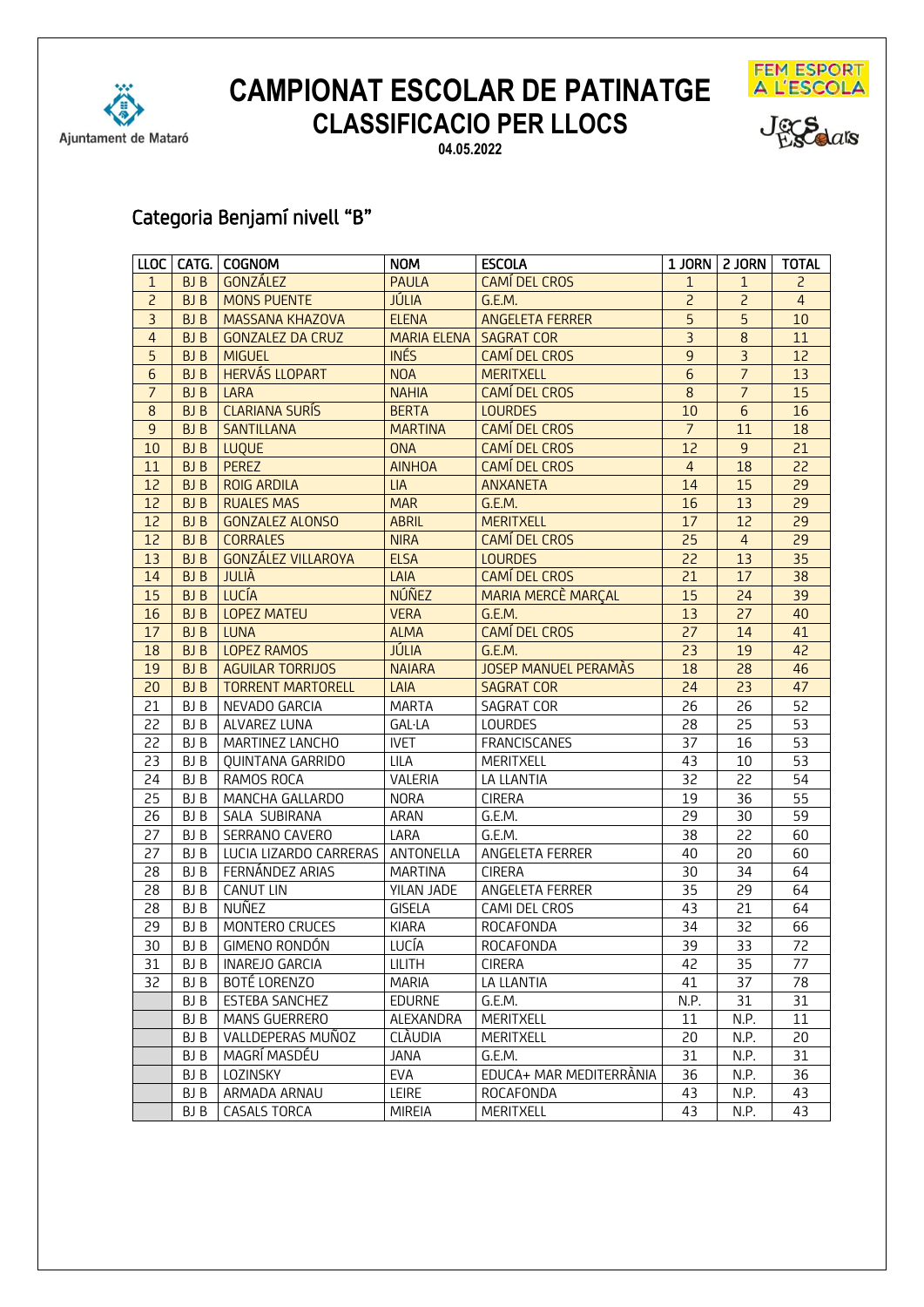# CAMPIONAT ESCOLAR DE PATINATGE
## CLASSIFICACIO PER LLOCS

**04.05.2022**

### Categoria Benjamí nivell "B"

| LLOC | CATG. | COGNOM | NOM | ESCOLA | 1 JORN | 2 JORN | TOTAL |
|---|---|---|---|---|---|---|---|
| 1 | BJ B | GONZÁLEZ | PAULA | CAMÍ DEL CROS | 1 | 1 | 2 |
| 2 | BJ B | MONS PUENTE | JÚLIA | G.E.M. | 2 | 2 | 4 |
| 3 | BJ B | MASSANA KHAZOVA | ELENA | ANGELETA FERRER | 5 | 5 | 10 |
| 4 | BJ B | GONZALEZ DA CRUZ | MARIA ELENA | SAGRAT COR | 3 | 8 | 11 |
| 5 | BJ B | MIGUEL | INÉS | CAMÍ DEL CROS | 9 | 3 | 12 |
| 6 | BJ B | HERVÁS LLOPART | NOA | MERITXELL | 6 | 7 | 13 |
| 7 | BJ B | LARA | NAHIA | CAMÍ DEL CROS | 8 | 7 | 15 |
| 8 | BJ B | CLARIANA SURÍS | BERTA | LOURDES | 10 | 6 | 16 |
| 9 | BJ B | SANTILLANA | MARTINA | CAMÍ DEL CROS | 7 | 11 | 18 |
| 10 | BJ B | LUQUE | ONA | CAMÍ DEL CROS | 12 | 9 | 21 |
| 11 | BJ B | PEREZ | AINHOA | CAMÍ DEL CROS | 4 | 18 | 22 |
| 12 | BJ B | ROIG ARDILA | LIA | ANXANETA | 14 | 15 | 29 |
| 12 | BJ B | RUALES MAS | MAR | G.E.M. | 16 | 13 | 29 |
| 12 | BJ B | GONZALEZ ALONSO | ABRIL | MERITXELL | 17 | 12 | 29 |
| 12 | BJ B | CORRALES | NIRA | CAMÍ DEL CROS | 25 | 4 | 29 |
| 13 | BJ B | GONZÁLEZ VILLAROYA | ELSA | LOURDES | 22 | 13 | 35 |
| 14 | BJ B | JULIÀ | LAIA | CAMÍ DEL CROS | 21 | 17 | 38 |
| 15 | BJ B | LUCÍA | NÚÑEZ | MARIA MERCÈ MARÇAL | 15 | 24 | 39 |
| 16 | BJ B | LOPEZ MATEU | VERA | G.E.M. | 13 | 27 | 40 |
| 17 | BJ B | LUNA | ALMA | CAMÍ DEL CROS | 27 | 14 | 41 |
| 18 | BJ B | LOPEZ RAMOS | JÚLIA | G.E.M. | 23 | 19 | 42 |
| 19 | BJ B | AGUILAR TORRIJOS | NAIARA | JOSEP MANUEL PERAMÀS | 18 | 28 | 46 |
| 20 | BJ B | TORRENT MARTORELL | LAIA | SAGRAT COR | 24 | 23 | 47 |
| 21 | BJ B | NEVADO GARCIA | MARTA | SAGRAT COR | 26 | 26 | 52 |
| 22 | BJ B | ALVAREZ LUNA | GAL·LA | LOURDES | 28 | 25 | 53 |
| 22 | BJ B | MARTINEZ LANCHO | IVET | FRANCISCANES | 37 | 16 | 53 |
| 23 | BJ B | QUINTANA GARRIDO | LILA | MERITXELL | 43 | 10 | 53 |
| 24 | BJ B | RAMOS ROCA | VALERIA | LA LLANTIA | 32 | 22 | 54 |
| 25 | BJ B | MANCHA GALLARDO | NORA | CIRERA | 19 | 36 | 55 |
| 26 | BJ B | SALA SUBIRANA | ARAN | G.E.M. | 29 | 30 | 59 |
| 27 | BJ B | SERRANO CAVERO | LARA | G.E.M. | 38 | 22 | 60 |
| 27 | BJ B | LUCIA LIZARDO CARRERAS | ANTONELLA | ANGELETA FERRER | 40 | 20 | 60 |
| 28 | BJ B | FERNÁNDEZ ARIAS | MARTINA | CIRERA | 30 | 34 | 64 |
| 28 | BJ B | CANUT LIN | YILAN JADE | ANGELETA FERRER | 35 | 29 | 64 |
| 28 | BJ B | NUÑEZ | GISELA | CAMI DEL CROS | 43 | 21 | 64 |
| 29 | BJ B | MONTERO CRUCES | KIARA | ROCAFONDA | 34 | 32 | 66 |
| 30 | BJ B | GIMENO RONDÓN | LUCÍA | ROCAFONDA | 39 | 33 | 72 |
| 31 | BJ B | INAREJO GARCIA | LILITH | CIRERA | 42 | 35 | 77 |
| 32 | BJ B | BOTÉ LORENZO | MARIA | LA LLANTIA | 41 | 37 | 78 |
| | BJ B | ESTEBA SANCHEZ | EDURNE | G.E.M. | N.P. | 31 | 31 |
| | BJ B | MANS GUERRERO | ALEXANDRA | MERITXELL | 11 | N.P. | 11 |
| | BJ B | VALLDEPERAS MUÑOZ | CLÀUDIA | MERITXELL | 20 | N.P. | 20 |
| | BJ B | MAGRÍ MASDÉU | JANA | G.E.M. | 31 | N.P. | 31 |
| | BJ B | LOZINSKY | EVA | EDUCA+ MAR MEDITERRÀNIA | 36 | N.P. | 36 |
| | BJ B | ARMADA ARNAU | LEIRE | ROCAFONDA | 43 | N.P. | 43 |
| | BJ B | CASALS TORCA | MIREIA | MERITXELL | 43 | N.P. | 43 |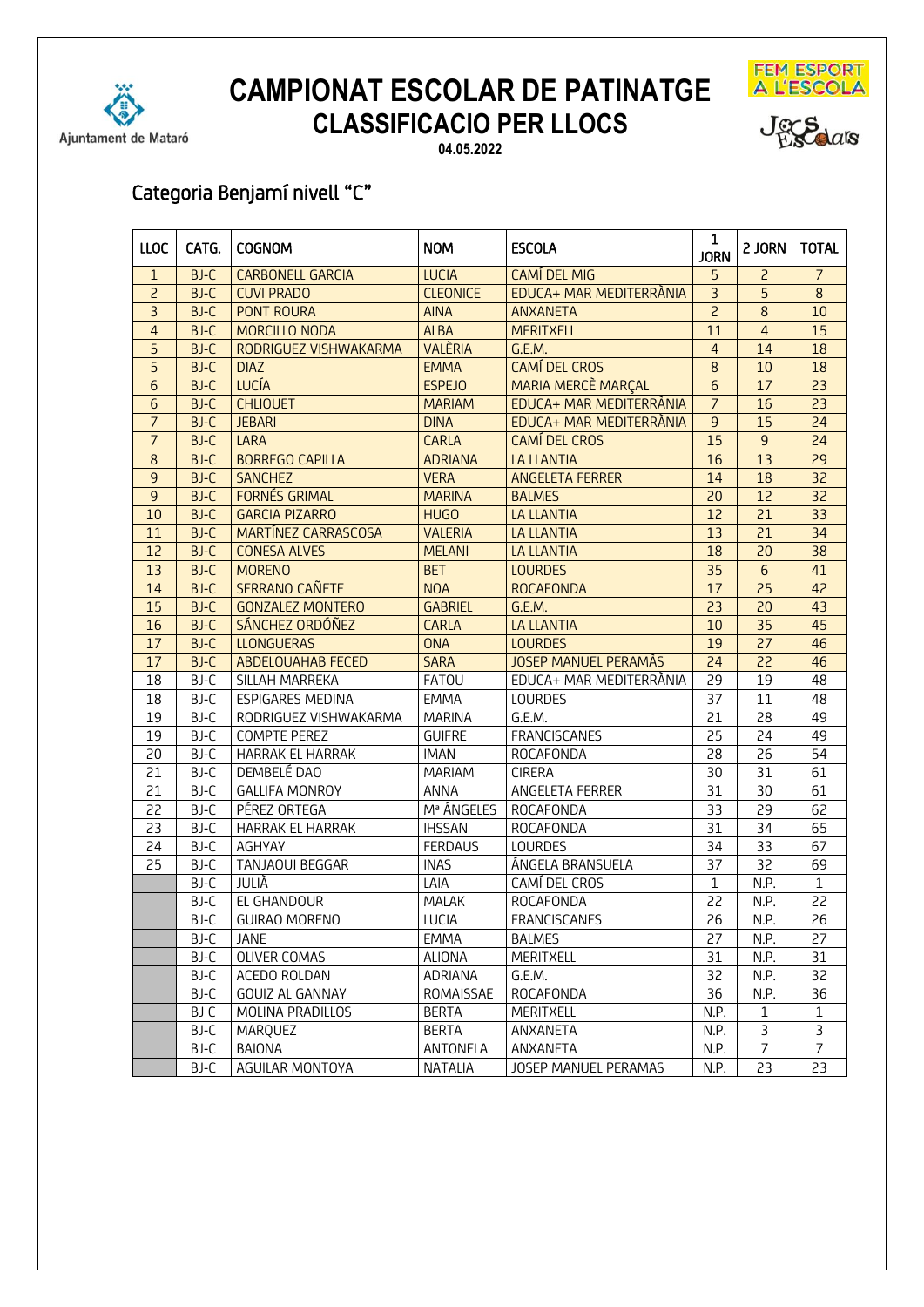# CAMPIONAT ESCOLAR DE PATINATGE

## CLASSIFICACIO PER LLOCS

**04.05.2022**

## Categoria Benjamí nivell "C"

| LLOC | CATG. | COGNOM | NOM | ESCOLA | 1 JORN | 2 JORN | TOTAL |
|---|---|---|---|---|---|---|---|
| 1 | BJ-C | CARBONELL GARCIA | LUCIA | CAMÍ DEL MIG | 5 | 2 | 7 |
| 2 | BJ-C | CUVI PRADO | CLEONICE | EDUCA+ MAR MEDITERRÀNIA | 3 | 5 | 8 |
| 3 | BJ-C | PONT ROURA | AINA | ANXANETA | 2 | 8 | 10 |
| 4 | BJ-C | MORCILLO NODA | ALBA | MERITXELL | 11 | 4 | 15 |
| 5 | BJ-C | RODRIGUEZ VISHWAKARMA | VALÈRIA | G.E.M. | 4 | 14 | 18 |
| 5 | BJ-C | DIAZ | EMMA | CAMÍ DEL CROS | 8 | 10 | 18 |
| 6 | BJ-C | LUCÍA | ESPEJO | MARIA MERCÈ MARÇAL | 6 | 17 | 23 |
| 6 | BJ-C | CHLIOUET | MARIAM | EDUCA+ MAR MEDITERRÀNIA | 7 | 16 | 23 |
| 7 | BJ-C | JEBARI | DINA | EDUCA+ MAR MEDITERRÀNIA | 9 | 15 | 24 |
| 7 | BJ-C | LARA | CARLA | CAMÍ DEL CROS | 15 | 9 | 24 |
| 8 | BJ-C | BORREGO CAPILLA | ADRIANA | LA LLANTIA | 16 | 13 | 29 |
| 9 | BJ-C | SANCHEZ | VERA | ANGELETA FERRER | 14 | 18 | 32 |
| 9 | BJ-C | FORNÉS GRIMAL | MARINA | BALMES | 20 | 12 | 32 |
| 10 | BJ-C | GARCIA PIZARRO | HUGO | LA LLANTIA | 12 | 21 | 33 |
| 11 | BJ-C | MARTÍNEZ CARRASCOSA | VALERIA | LA LLANTIA | 13 | 21 | 34 |
| 12 | BJ-C | CONESA ALVES | MELANI | LA LLANTIA | 18 | 20 | 38 |
| 13 | BJ-C | MORENO | BET | LOURDES | 35 | 6 | 41 |
| 14 | BJ-C | SERRANO CAÑETE | NOA | ROCAFONDA | 17 | 25 | 42 |
| 15 | BJ-C | GONZALEZ MONTERO | GABRIEL | G.E.M. | 23 | 20 | 43 |
| 16 | BJ-C | SÁNCHEZ ORDÓÑEZ | CARLA | LA LLANTIA | 10 | 35 | 45 |
| 17 | BJ-C | LLONGUERAS | ONA | LOURDES | 19 | 27 | 46 |
| 17 | BJ-C | ABDELOUAHAB FECED | SARA | JOSEP MANUEL PERAMÀS | 24 | 22 | 46 |
| 18 | BJ-C | SILLAH MARREKA | FATOU | EDUCA+ MAR MEDITERRÀNIA | 29 | 19 | 48 |
| 18 | BJ-C | ESPIGARES MEDINA | EMMA | LOURDES | 37 | 11 | 48 |
| 19 | BJ-C | RODRIGUEZ VISHWAKARMA | MARINA | G.E.M. | 21 | 28 | 49 |
| 19 | BJ-C | COMPTE PEREZ | GUIFRE | FRANCISCANES | 25 | 24 | 49 |
| 20 | BJ-C | HARRAK EL HARRAK | IMAN | ROCAFONDA | 28 | 26 | 54 |
| 21 | BJ-C | DEMBELÉ DAO | MARIAM | CIRERA | 30 | 31 | 61 |
| 21 | BJ-C | GALLIFA MONROY | ANNA | ANGELETA FERRER | 31 | 30 | 61 |
| 22 | BJ-C | PÉREZ ORTEGA | Mª ÁNGELES | ROCAFONDA | 33 | 29 | 62 |
| 23 | BJ-C | HARRAK EL HARRAK | IHSSAN | ROCAFONDA | 31 | 34 | 65 |
| 24 | BJ-C | AGHYAY | FERDAUS | LOURDES | 34 | 33 | 67 |
| 25 | BJ-C | TANJAOUI BEGGAR | INAS | ÁNGELA BRANSUELA | 37 | 32 | 69 |
| | BJ-C | JULIÀ | LAIA | CAMÍ DEL CROS | 1 | N.P. | 1 |
| | BJ-C | EL GHANDOUR | MALAK | ROCAFONDA | 22 | N.P. | 22 |
| | BJ-C | GUIRAO MORENO | LUCIA | FRANCISCANES | 26 | N.P. | 26 |
| | BJ-C | JANE | EMMA | BALMES | 27 | N.P. | 27 |
| | BJ-C | OLIVER COMAS | ALIONA | MERITXELL | 31 | N.P. | 31 |
| | BJ-C | ACEDO ROLDAN | ADRIANA | G.E.M. | 32 | N.P. | 32 |
| | BJ-C | GOUIZ AL GANNAY | ROMAISSAE | ROCAFONDA | 36 | N.P. | 36 |
| | BJ C | MOLINA PRADILLOS | BERTA | MERITXELL | N.P. | 1 | 1 |
| | BJ-C | MARQUEZ | BERTA | ANXANETA | N.P. | 3 | 3 |
| | BJ-C | BAIONA | ANTONELA | ANXANETA | N.P. | 7 | 7 |
| | BJ-C | AGUILAR MONTOYA | NATALIA | JOSEP MANUEL PERAMAS | N.P. | 23 | 23 |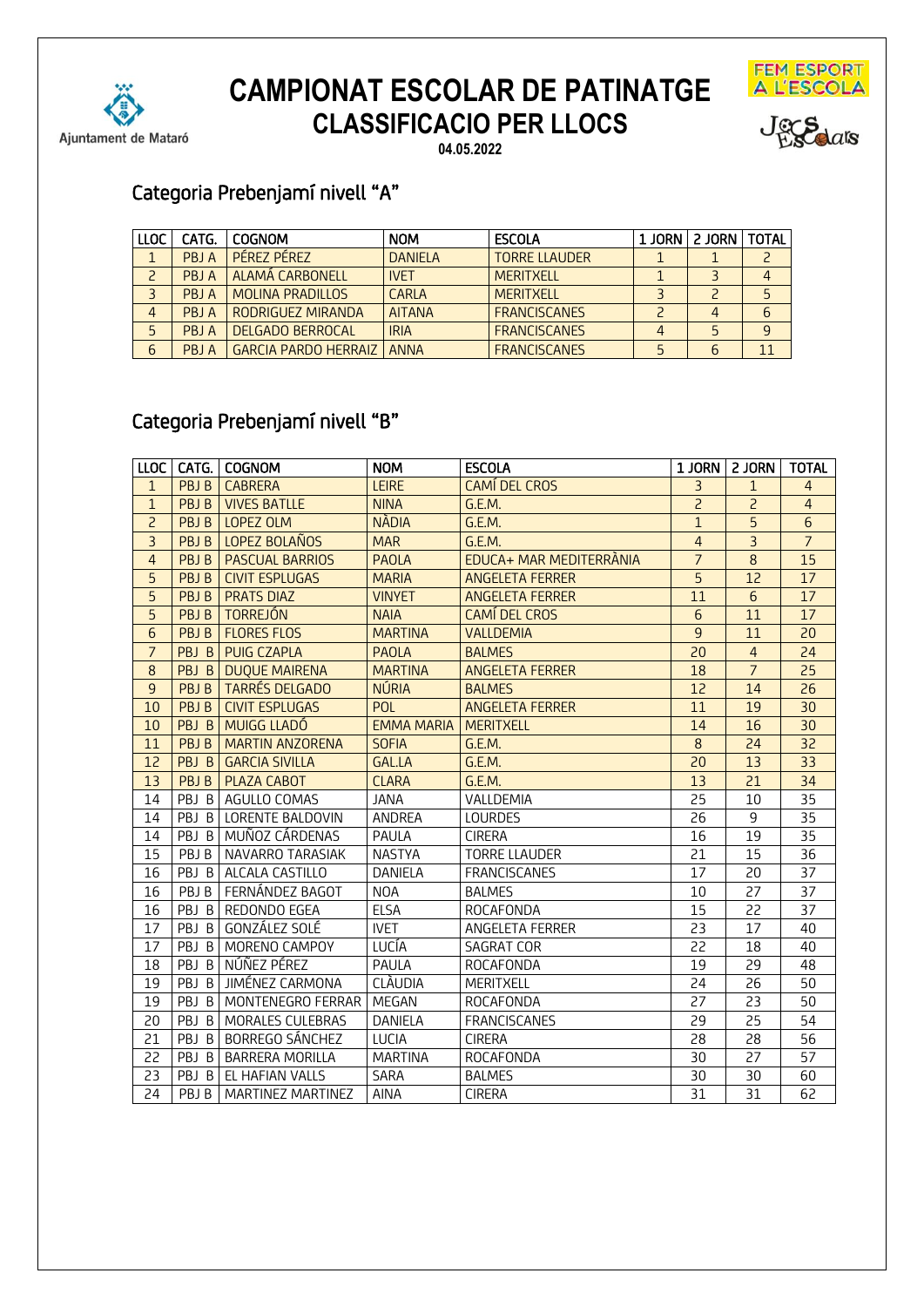Ajuntament de Mataró

# CAMPIONAT ESCOLAR DE PATINATGE
## CLASSIFICACIO PER LLOCS

**04.05.2022**

FEM ESPORT A L'ESCOLA

Jocs Escolars

### Categoria Prebenjamí nivell "A"

| LLOC | CATG. | COGNOM | NOM | ESCOLA | 1 JORN | 2 JORN | TOTAL |
|---|---|---|---|---|---|---|---|
| 1 | PBJ A | PÉREZ PÉREZ | DANIELA | TORRE LLAUDER | 1 | 1 | 2 |
| 2 | PBJ A | ALAMÁ CARBONELL | IVET | MERITXELL | 1 | 3 | 4 |
| 3 | PBJ A | MOLINA PRADILLOS | CARLA | MERITXELL | 3 | 2 | 5 |
| 4 | PBJ A | RODRIGUEZ MIRANDA | AITANA | FRANCISCANES | 2 | 4 | 6 |
| 5 | PBJ A | DELGADO BERROCAL | IRIA | FRANCISCANES | 4 | 5 | 9 |
| 6 | PBJ A | GARCIA PARDO HERRAIZ | ANNA | FRANCISCANES | 5 | 6 | 11 |

### Categoria Prebenjamí nivell "B"

| LLOC | CATG. | COGNOM | NOM | ESCOLA | 1 JORN | 2 JORN | TOTAL |
|---|---|---|---|---|---|---|---|
| 1 | PBJ B | CABRERA | LEIRE | CAMÍ DEL CROS | 3 | 1 | 4 |
| 1 | PBJ B | VIVES BATLLE | NINA | G.E.M. | 2 | 2 | 4 |
| 2 | PBJ B | LOPEZ OLM | NÀDIA | G.E.M. | 1 | 5 | 6 |
| 3 | PBJ B | LOPEZ BOLAÑOS | MAR | G.E.M. | 4 | 3 | 7 |
| 4 | PBJ B | PASCUAL BARRIOS | PAOLA | EDUCA+ MAR MEDITERRÀNIA | 7 | 8 | 15 |
| 5 | PBJ B | CIVIT ESPLUGAS | MARIA | ANGELETA FERRER | 5 | 12 | 17 |
| 5 | PBJ B | PRATS DIAZ | VINYET | ANGELETA FERRER | 11 | 6 | 17 |
| 5 | PBJ B | TORREJÓN | NAIA | CAMÍ DEL CROS | 6 | 11 | 17 |
| 6 | PBJ B | FLORES FLOS | MARTINA | VALLDEMIA | 9 | 11 | 20 |
| 7 | PBJ B | PUIG CZAPLA | PAOLA | BALMES | 20 | 4 | 24 |
| 8 | PBJ B | DUQUE MAIRENA | MARTINA | ANGELETA FERRER | 18 | 7 | 25 |
| 9 | PBJ B | TARRÉS DELGADO | NÚRIA | BALMES | 12 | 14 | 26 |
| 10 | PBJ B | CIVIT ESPLUGAS | POL | ANGELETA FERRER | 11 | 19 | 30 |
| 10 | PBJ B | MUIGG LLADÓ | EMMA MARIA | MERITXELL | 14 | 16 | 30 |
| 11 | PBJ B | MARTIN ANZORENA | SOFIA | G.E.M. | 8 | 24 | 32 |
| 12 | PBJ B | GARCIA SIVILLA | GAL.LA | G.E.M. | 20 | 13 | 33 |
| 13 | PBJ B | PLAZA CABOT | CLARA | G.E.M. | 13 | 21 | 34 |
| 14 | PBJ B | AGULLO COMAS | JANA | VALLDEMIA | 25 | 10 | 35 |
| 14 | PBJ B | LORENTE BALDOVIN | ANDREA | LOURDES | 26 | 9 | 35 |
| 14 | PBJ B | MUÑOZ CÁRDENAS | PAULA | CIRERA | 16 | 19 | 35 |
| 15 | PBJ B | NAVARRO TARASIAK | NASTYA | TORRE LLAUDER | 21 | 15 | 36 |
| 16 | PBJ B | ALCALA CASTILLO | DANIELA | FRANCISCANES | 17 | 20 | 37 |
| 16 | PBJ B | FERNÁNDEZ BAGOT | NOA | BALMES | 10 | 27 | 37 |
| 16 | PBJ B | REDONDO EGEA | ELSA | ROCAFONDA | 15 | 22 | 37 |
| 17 | PBJ B | GONZÁLEZ SOLÉ | IVET | ANGELETA FERRER | 23 | 17 | 40 |
| 17 | PBJ B | MORENO CAMPOY | LUCÍA | SAGRAT COR | 22 | 18 | 40 |
| 18 | PBJ B | NÚÑEZ PÉREZ | PAULA | ROCAFONDA | 19 | 29 | 48 |
| 19 | PBJ B | JIMÉNEZ CARMONA | CLÀUDIA | MERITXELL | 24 | 26 | 50 |
| 19 | PBJ B | MONTENEGRO FERRAR | MEGAN | ROCAFONDA | 27 | 23 | 50 |
| 20 | PBJ B | MORALES CULEBRAS | DANIELA | FRANCISCANES | 29 | 25 | 54 |
| 21 | PBJ B | BORREGO SÁNCHEZ | LUCIA | CIRERA | 28 | 28 | 56 |
| 22 | PBJ B | BARRERA MORILLA | MARTINA | ROCAFONDA | 30 | 27 | 57 |
| 23 | PBJ B | EL HAFIAN VALLS | SARA | BALMES | 30 | 30 | 60 |
| 24 | PBJ B | MARTINEZ MARTINEZ | AINA | CIRERA | 31 | 31 | 62 |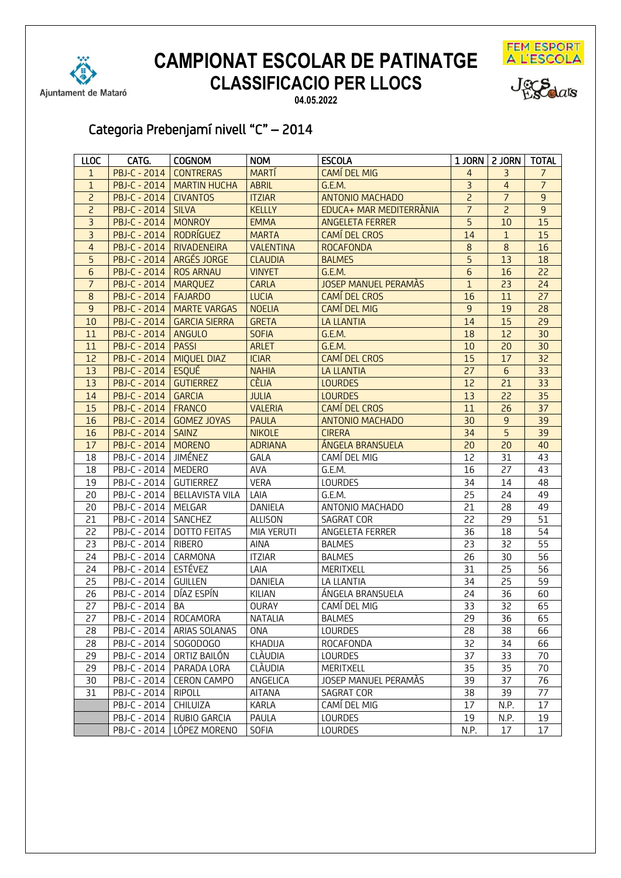Ajuntament de Mataró

# CAMPIONAT ESCOLAR DE PATINATGE
## CLASSIFICACIO PER LLOCS

**04.05.2022**

FEM ESPORT A L'ESCOLA

Jocs Escolars

### Categoria Prebenjamí nivell "C" – 2014

| LLOC | CATG. | COGNOM | NOM | ESCOLA | 1 JORN | 2 JORN | TOTAL |
|---|---|---|---|---|---|---|---|
| 1 | PBJ-C - 2014 | CONTRERAS | MARTÍ | CAMÍ DEL MIG | 4 | 3 | 7 |
| 1 | PBJ-C - 2014 | MARTIN HUCHA | ABRIL | G.E.M. | 3 | 4 | 7 |
| 2 | PBJ-C - 2014 | CIVANTOS | ITZIAR | ANTONIO MACHADO | 2 | 7 | 9 |
| 2 | PBJ-C - 2014 | SILVA | KELLLY | EDUCA+ MAR MEDITERRÀNIA | 7 | 2 | 9 |
| 3 | PBJ-C - 2014 | MONROY | EMMA | ANGELETA FERRER | 5 | 10 | 15 |
| 3 | PBJ-C - 2014 | RODRÍGUEZ | MARTA | CAMÍ DEL CROS | 14 | 1 | 15 |
| 4 | PBJ-C - 2014 | RIVADENEIRA | VALENTINA | ROCAFONDA | 8 | 8 | 16 |
| 5 | PBJ-C - 2014 | ARGÉS JORGE | CLAUDIA | BALMES | 5 | 13 | 18 |
| 6 | PBJ-C - 2014 | ROS ARNAU | VINYET | G.E.M. | 6 | 16 | 22 |
| 7 | PBJ-C - 2014 | MARQUEZ | CARLA | JOSEP MANUEL PERAMÀS | 1 | 23 | 24 |
| 8 | PBJ-C - 2014 | FAJARDO | LUCIA | CAMÍ DEL CROS | 16 | 11 | 27 |
| 9 | PBJ-C - 2014 | MARTE VARGAS | NOELIA | CAMÍ DEL MIG | 9 | 19 | 28 |
| 10 | PBJ-C - 2014 | GARCIA SIERRA | GRETA | LA LLANTIA | 14 | 15 | 29 |
| 11 | PBJ-C - 2014 | ANGULO | SOFIA | G.E.M. | 18 | 12 | 30 |
| 11 | PBJ-C - 2014 | PASSI | ARLET | G.E.M. | 10 | 20 | 30 |
| 12 | PBJ-C - 2014 | MIQUEL DIAZ | ICIAR | CAMÍ DEL CROS | 15 | 17 | 32 |
| 13 | PBJ-C - 2014 | ESQUÉ | NAHIA | LA LLANTIA | 27 | 6 | 33 |
| 13 | PBJ-C - 2014 | GUTIERREZ | CÈLIA | LOURDES | 12 | 21 | 33 |
| 14 | PBJ-C - 2014 | GARCIA | JULIA | LOURDES | 13 | 22 | 35 |
| 15 | PBJ-C - 2014 | FRANCO | VALERIA | CAMÍ DEL CROS | 11 | 26 | 37 |
| 16 | PBJ-C - 2014 | GOMEZ JOYAS | PAULA | ANTONIO MACHADO | 30 | 9 | 39 |
| 16 | PBJ-C - 2014 | SAINZ | NIKOLE | CIRERA | 34 | 5 | 39 |
| 17 | PBJ-C - 2014 | MORENO | ADRIANA | ÁNGELA BRANSUELA | 20 | 20 | 40 |
| 18 | PBJ-C - 2014 | JIMÉNEZ | GALA | CAMÍ DEL MIG | 12 | 31 | 43 |
| 18 | PBJ-C - 2014 | MEDERO | AVA | G.E.M. | 16 | 27 | 43 |
| 19 | PBJ-C - 2014 | GUTIERREZ | VERA | LOURDES | 34 | 14 | 48 |
| 20 | PBJ-C - 2014 | BELLAVISTA VILA | LAIA | G.E.M. | 25 | 24 | 49 |
| 20 | PBJ-C - 2014 | MELGAR | DANIELA | ANTONIO MACHADO | 21 | 28 | 49 |
| 21 | PBJ-C - 2014 | SANCHEZ | ALLISON | SAGRAT COR | 22 | 29 | 51 |
| 22 | PBJ-C - 2014 | DOTTO FEITAS | MIA YERUTI | ANGELETA FERRER | 36 | 18 | 54 |
| 23 | PBJ-C - 2014 | RIBERO | AINA | BALMES | 23 | 32 | 55 |
| 24 | PBJ-C - 2014 | CARMONA | ITZIAR | BALMES | 26 | 30 | 56 |
| 24 | PBJ-C - 2014 | ESTÉVEZ | LAIA | MERITXELL | 31 | 25 | 56 |
| 25 | PBJ-C - 2014 | GUILLEN | DANIELA | LA LLANTIA | 34 | 25 | 59 |
| 26 | PBJ-C - 2014 | DÍAZ ESPÍN | KILIAN | ÁNGELA BRANSUELA | 24 | 36 | 60 |
| 27 | PBJ-C - 2014 | BA | OURAY | CAMÍ DEL MIG | 33 | 32 | 65 |
| 27 | PBJ-C - 2014 | ROCAMORA | NATALIA | BALMES | 29 | 36 | 65 |
| 28 | PBJ-C - 2014 | ARIAS SOLANAS | ONA | LOURDES | 28 | 38 | 66 |
| 28 | PBJ-C - 2014 | SOGODOGO | KHADIJA | ROCAFONDA | 32 | 34 | 66 |
| 29 | PBJ-C - 2014 | ORTIZ BAILÓN | CLÀUDIA | LOURDES | 37 | 33 | 70 |
| 29 | PBJ-C - 2014 | PARADA LORA | CLÀUDIA | MERITXELL | 35 | 35 | 70 |
| 30 | PBJ-C - 2014 | CERON CAMPO | ANGELICA | JOSEP MANUEL PERAMÀS | 39 | 37 | 76 |
| 31 | PBJ-C - 2014 | RIPOLL | AITANA | SAGRAT COR | 38 | 39 | 77 |
| | PBJ-C - 2014 | CHILUIZA | KARLA | CAMÍ DEL MIG | 17 | N.P. | 17 |
| | PBJ-C - 2014 | RUBIO GARCIA | PAULA | LOURDES | 19 | N.P. | 19 |
| | PBJ-C - 2014 | LÓPEZ MORENO | SOFIA | LOURDES | N.P. | 17 | 17 |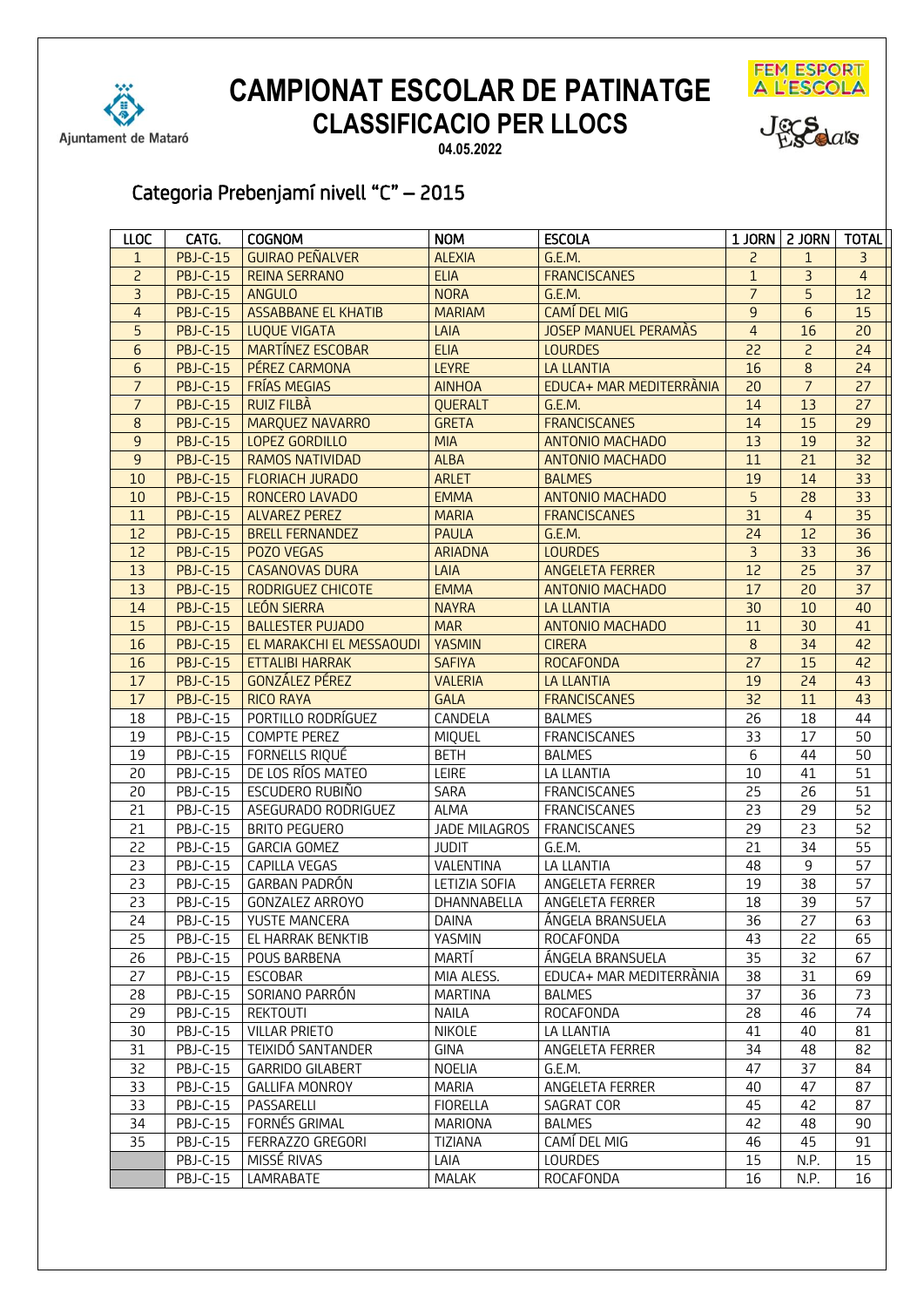Ajuntament de Mataró

# CAMPIONAT ESCOLAR DE PATINATGE
## CLASSIFICACIO PER LLOCS

**04.05.2022**

FEM ESPORT A L'ESCOLA

Jocs Escolars

### Categoria Prebenjamí nivell "C" – 2015

| LLOC | CATG. | COGNOM | NOM | ESCOLA | 1 JORN | 2 JORN | TOTAL |
|---|---|---|---|---|---|---|---|
| 1 | PBJ-C-15 | GUIRAO PEÑALVER | ALEXIA | G.E.M. | 2 | 1 | 3 |
| 2 | PBJ-C-15 | REINA SERRANO | ELIA | FRANCISCANES | 1 | 3 | 4 |
| 3 | PBJ-C-15 | ANGULO | NORA | G.E.M. | 7 | 5 | 12 |
| 4 | PBJ-C-15 | ASSABBANE EL KHATIB | MARIAM | CAMÍ DEL MIG | 9 | 6 | 15 |
| 5 | PBJ-C-15 | LUQUE VIGATA | LAIA | JOSEP MANUEL PERAMÀS | 4 | 16 | 20 |
| 6 | PBJ-C-15 | MARTÍNEZ ESCOBAR | ELIA | LOURDES | 22 | 2 | 24 |
| 6 | PBJ-C-15 | PÉREZ CARMONA | LEYRE | LA LLANTIA | 16 | 8 | 24 |
| 7 | PBJ-C-15 | FRÍAS MEGIAS | AINHOA | EDUCA+ MAR MEDITERRÀNIA | 20 | 7 | 27 |
| 7 | PBJ-C-15 | RUIZ FILBÀ | QUERALT | G.E.M. | 14 | 13 | 27 |
| 8 | PBJ-C-15 | MARQUEZ NAVARRO | GRETA | FRANCISCANES | 14 | 15 | 29 |
| 9 | PBJ-C-15 | LOPEZ GORDILLO | MIA | ANTONIO MACHADO | 13 | 19 | 32 |
| 9 | PBJ-C-15 | RAMOS NATIVIDAD | ALBA | ANTONIO MACHADO | 11 | 21 | 32 |
| 10 | PBJ-C-15 | FLORIACH JURADO | ARLET | BALMES | 19 | 14 | 33 |
| 10 | PBJ-C-15 | RONCERO LAVADO | EMMA | ANTONIO MACHADO | 5 | 28 | 33 |
| 11 | PBJ-C-15 | ALVAREZ PEREZ | MARIA | FRANCISCANES | 31 | 4 | 35 |
| 12 | PBJ-C-15 | BRELL FERNANDEZ | PAULA | G.E.M. | 24 | 12 | 36 |
| 12 | PBJ-C-15 | POZO VEGAS | ARIADNA | LOURDES | 3 | 33 | 36 |
| 13 | PBJ-C-15 | CASANOVAS DURA | LAIA | ANGELETA FERRER | 12 | 25 | 37 |
| 13 | PBJ-C-15 | RODRIGUEZ CHICOTE | EMMA | ANTONIO MACHADO | 17 | 20 | 37 |
| 14 | PBJ-C-15 | LEÓN SIERRA | NAYRA | LA LLANTIA | 30 | 10 | 40 |
| 15 | PBJ-C-15 | BALLESTER PUJADO | MAR | ANTONIO MACHADO | 11 | 30 | 41 |
| 16 | PBJ-C-15 | EL MARAKCHI EL MESSAOUDI | YASMIN | CIRERA | 8 | 34 | 42 |
| 16 | PBJ-C-15 | ETTALIBI HARRAK | SAFIYA | ROCAFONDA | 27 | 15 | 42 |
| 17 | PBJ-C-15 | GONZÁLEZ PÉREZ | VALERIA | LA LLANTIA | 19 | 24 | 43 |
| 17 | PBJ-C-15 | RICO RAYA | GALA | FRANCISCANES | 32 | 11 | 43 |
| 18 | PBJ-C-15 | PORTILLO RODRÍGUEZ | CANDELA | BALMES | 26 | 18 | 44 |
| 19 | PBJ-C-15 | COMPTE PEREZ | MIQUEL | FRANCISCANES | 33 | 17 | 50 |
| 19 | PBJ-C-15 | FORNELLS RIQUÉ | BETH | BALMES | 6 | 44 | 50 |
| 20 | PBJ-C-15 | DE LOS RÍOS MATEO | LEIRE | LA LLANTIA | 10 | 41 | 51 |
| 20 | PBJ-C-15 | ESCUDERO RUBIÑO | SARA | FRANCISCANES | 25 | 26 | 51 |
| 21 | PBJ-C-15 | ASEGURADO RODRIGUEZ | ALMA | FRANCISCANES | 23 | 29 | 52 |
| 21 | PBJ-C-15 | BRITO PEGUERO | JADE MILAGROS | FRANCISCANES | 29 | 23 | 52 |
| 22 | PBJ-C-15 | GARCIA GOMEZ | JUDIT | G.E.M. | 21 | 34 | 55 |
| 23 | PBJ-C-15 | CAPILLA VEGAS | VALENTINA | LA LLANTIA | 48 | 9 | 57 |
| 23 | PBJ-C-15 | GARBAN PADRÓN | LETIZIA SOFIA | ANGELETA FERRER | 19 | 38 | 57 |
| 23 | PBJ-C-15 | GONZALEZ ARROYO | DHANNABELLA | ANGELETA FERRER | 18 | 39 | 57 |
| 24 | PBJ-C-15 | YUSTE MANCERA | DAINA | ÁNGELA BRANSUELA | 36 | 27 | 63 |
| 25 | PBJ-C-15 | EL HARRAK BENKTIB | YASMIN | ROCAFONDA | 43 | 22 | 65 |
| 26 | PBJ-C-15 | POUS BARBENA | MARTÍ | ÁNGELA BRANSUELA | 35 | 32 | 67 |
| 27 | PBJ-C-15 | ESCOBAR | MIA ALESS. | EDUCA+ MAR MEDITERRÀNIA | 38 | 31 | 69 |
| 28 | PBJ-C-15 | SORIANO PARRÓN | MARTINA | BALMES | 37 | 36 | 73 |
| 29 | PBJ-C-15 | REKTOUTI | NAILA | ROCAFONDA | 28 | 46 | 74 |
| 30 | PBJ-C-15 | VILLAR PRIETO | NIKOLE | LA LLANTIA | 41 | 40 | 81 |
| 31 | PBJ-C-15 | TEIXIDÓ SANTANDER | GINA | ANGELETA FERRER | 34 | 48 | 82 |
| 32 | PBJ-C-15 | GARRIDO GILABERT | NOELIA | G.E.M. | 47 | 37 | 84 |
| 33 | PBJ-C-15 | GALLIFA MONROY | MARIA | ANGELETA FERRER | 40 | 47 | 87 |
| 33 | PBJ-C-15 | PASSARELLI | FIORELLA | SAGRAT COR | 45 | 42 | 87 |
| 34 | PBJ-C-15 | FORNÉS GRIMAL | MARIONA | BALMES | 42 | 48 | 90 |
| 35 | PBJ-C-15 | FERRAZZO GREGORI | TIZIANA | CAMÍ DEL MIG | 46 | 45 | 91 |
| | PBJ-C-15 | MISSÉ RIVAS | LAIA | LOURDES | 15 | N.P. | 15 |
| | PBJ-C-15 | LAMRABATE | MALAK | ROCAFONDA | 16 | N.P. | 16 |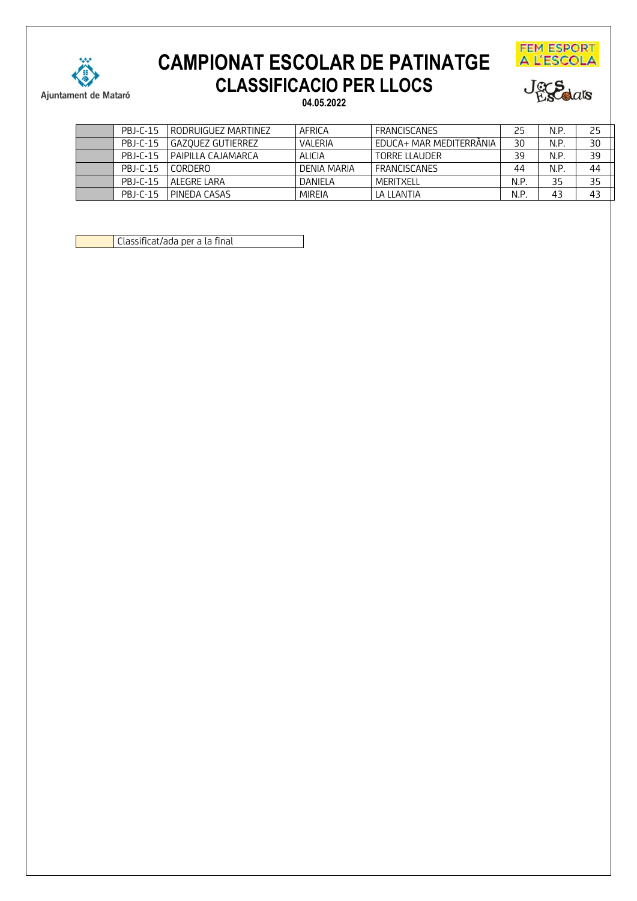# CAMPIONAT ESCOLAR DE PATINATGE
## CLASSIFICACIO PER LLOCS

**04.05.2022**

Ajuntament de Mataró

FEM ESPORT A L'ESCOLA

Jocs Escolars

| | | | | | | | |
|---|---|---|---|---|---|---|---|
| | PBJ-C-15 | RODRUIGUEZ MARTINEZ | AFRICA | FRANCISCANES | 25 | N.P. | 25 |
| | PBJ-C-15 | GAZQUEZ GUTIERREZ | VALERIA | EDUCA+ MAR MEDITERRÀNIA | 30 | N.P. | 30 |
| | PBJ-C-15 | PAIPILLA CAJAMARCA | ALICIA | TORRE LLAUDER | 39 | N.P. | 39 |
| | PBJ-C-15 | CORDERO | DENIA MARIA | FRANCISCANES | 44 | N.P. | 44 |
| | PBJ-C-15 | ALEGRE LARA | DANIELA | MERITXELL | N.P. | 35 | 35 |
| | PBJ-C-15 | PINEDA CASAS | MIREIA | LA LLANTIA | N.P. | 43 | 43 |

| | |
|---|---|
| | Classificat/ada per a la final |